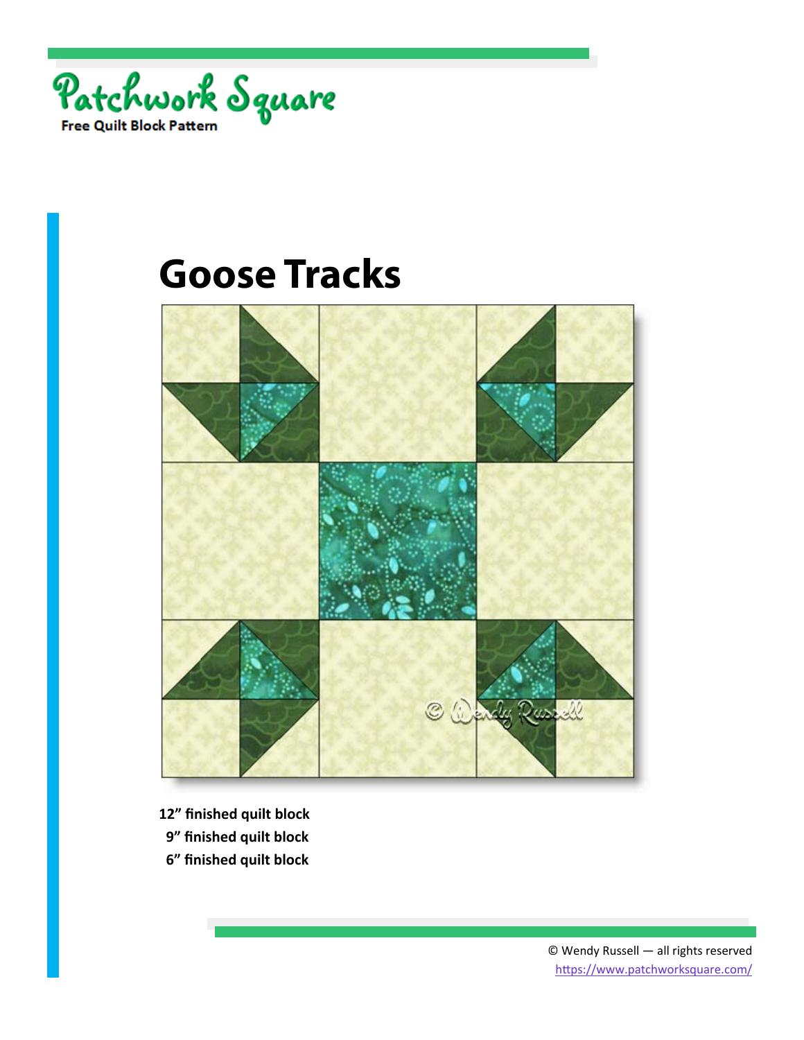Patchwork Square

Free Quilt Block Pattern

# Goose Tracks

**12" finished quilt block**

**9" finished quilt block**

**6" finished quilt block**

© Wendy Russell — all rights reserved

https://www.patchworksquare.com/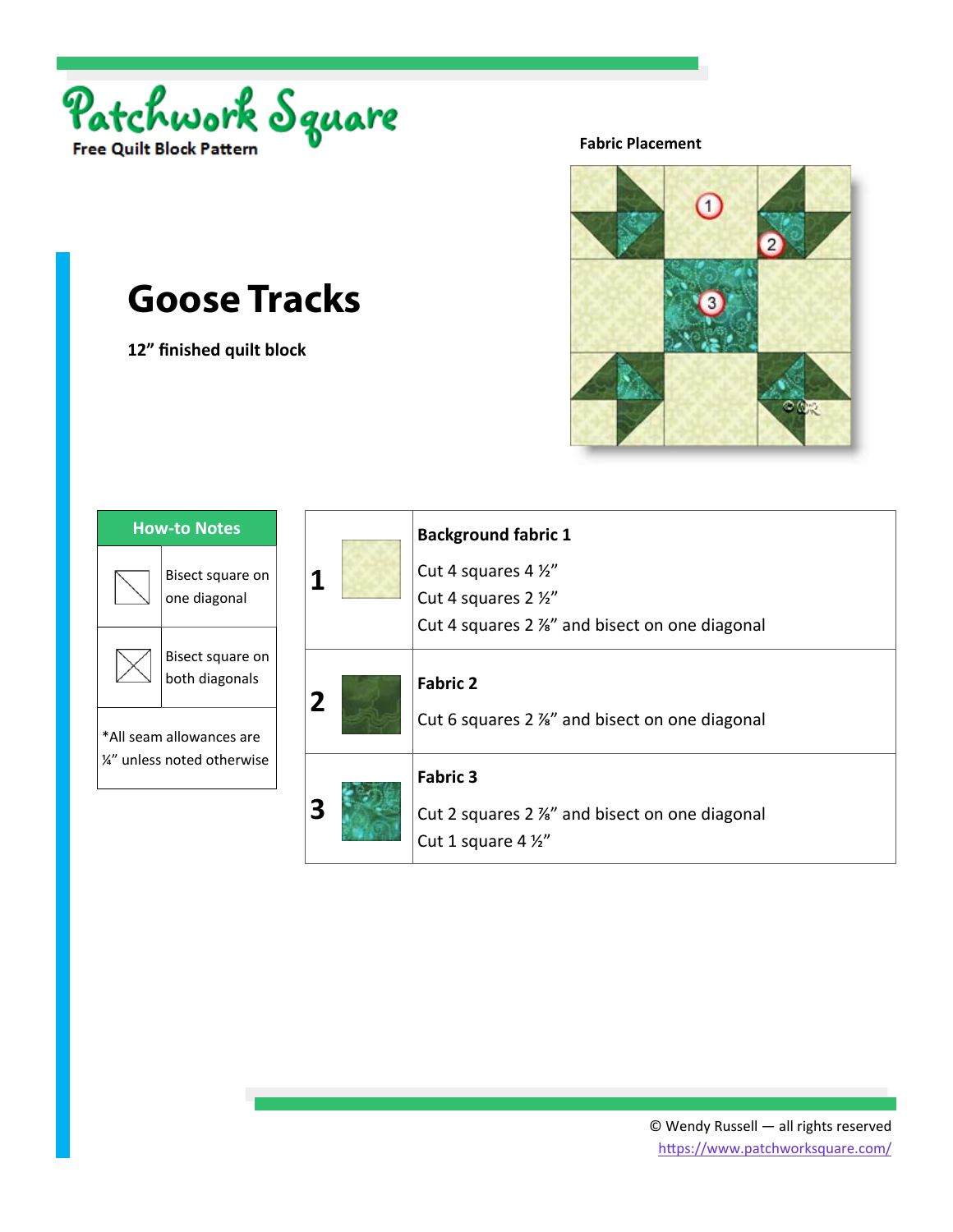Patchwork Square

Free Quilt Block Pattern

# Goose Tracks

**12" finished quilt block**

**Fabric Placement**

| How-to Notes | |
|---|---|
| | Bisect square on one diagonal |
| | Bisect square on both diagonals |
| *All seam allowances are ¼" unless noted otherwise | |

| | | |
|---|---|---|
| **1** | | **Background fabric 1**<br>Cut 4 squares 4 ½"<br>Cut 4 squares 2 ½"<br>Cut 4 squares 2 ⅞" and bisect on one diagonal |
| **2** | | **Fabric 2**<br>Cut 6 squares 2 ⅞" and bisect on one diagonal |
| **3** | | **Fabric 3**<br>Cut 2 squares 2 ⅞" and bisect on one diagonal<br>Cut 1 square 4 ½" |

© Wendy Russell — all rights reserved
https://www.patchworksquare.com/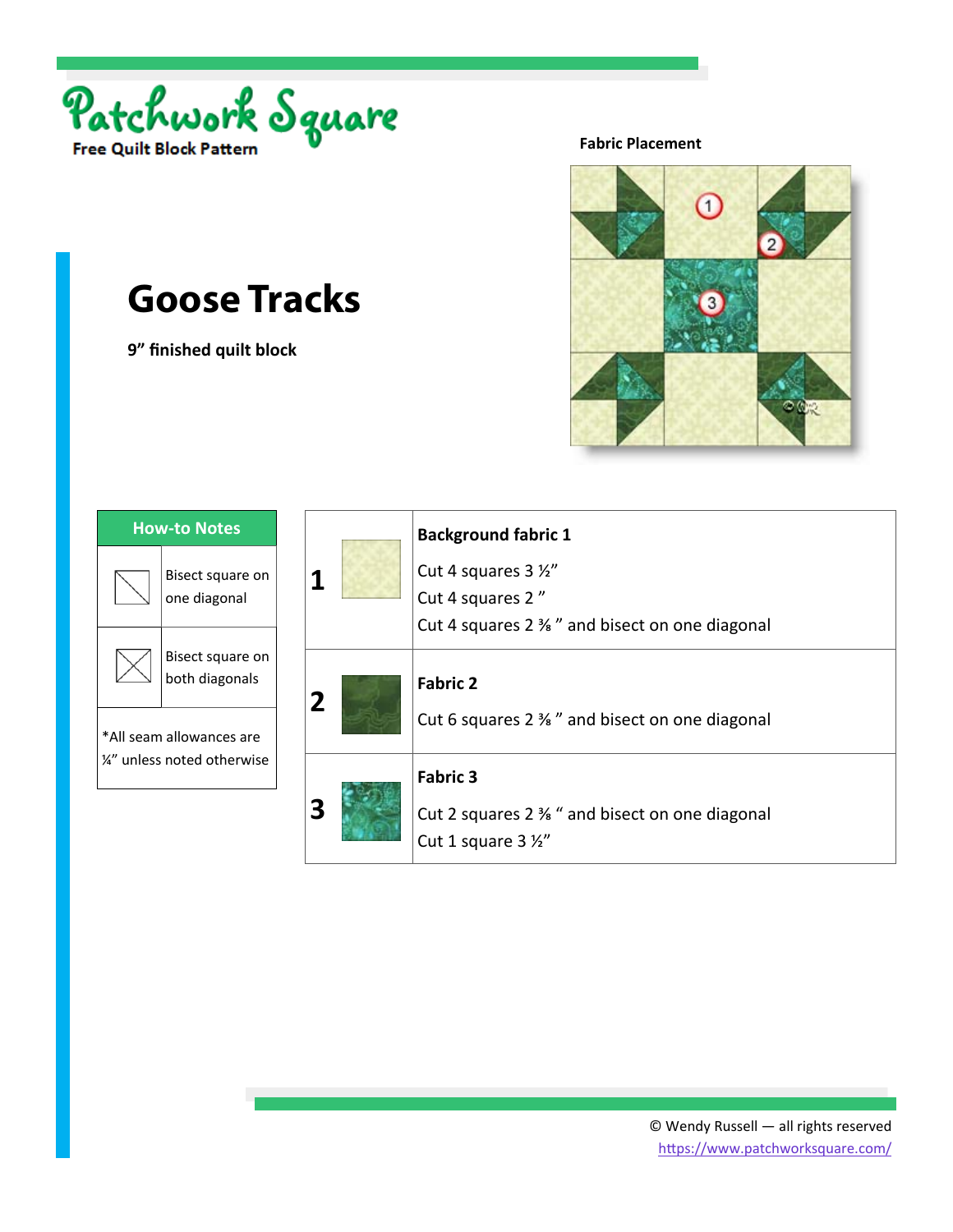Patchwork Square

Free Quilt Block Pattern

# Goose Tracks

**9” finished quilt block**

**Fabric Placement**

| How-to Notes | |
|---|---|
| | Bisect square on one diagonal |
| | Bisect square on both diagonals |
| *All seam allowances are ¼” unless noted otherwise | |

| | | |
|---|---|---|
| **1** | | **Background fabric 1**<br>Cut 4 squares 3 ½”<br>Cut 4 squares 2 ”<br>Cut 4 squares 2 ⅜ ” and bisect on one diagonal |
| **2** | | **Fabric 2**<br>Cut 6 squares 2 ⅜ ” and bisect on one diagonal |
| **3** | | **Fabric 3**<br>Cut 2 squares 2 ⅜ “ and bisect on one diagonal<br>Cut 1 square 3 ½” |

© Wendy Russell — all rights reserved
https://www.patchworksquare.com/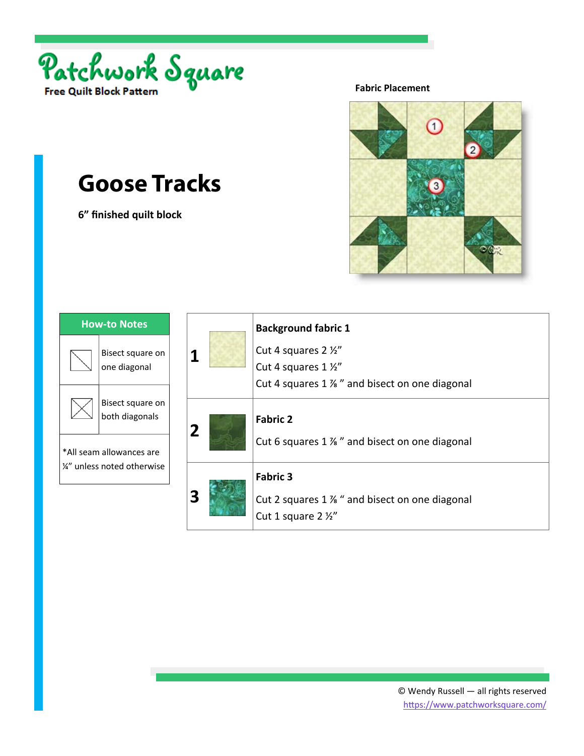Patchwork Square

Free Quilt Block Pattern

# Goose Tracks

**6” finished quilt block**

**Fabric Placement**

| How-to Notes | |
|---|---|
| | Bisect square on one diagonal |
| | Bisect square on both diagonals |
| *All seam allowances are ¼” unless noted otherwise | |

| | | |
|---|---|---|
| **1** | | **Background fabric 1**<br>Cut 4 squares 2 ½”<br>Cut 4 squares 1 ½”<br>Cut 4 squares 1 ⅞ ” and bisect on one diagonal |
| **2** | | **Fabric 2**<br>Cut 6 squares 1 ⅞ ” and bisect on one diagonal |
| **3** | | **Fabric 3**<br>Cut 2 squares 1 ⅞ “ and bisect on one diagonal<br>Cut 1 square 2 ½” |

© Wendy Russell — all rights reserved
https://www.patchworksquare.com/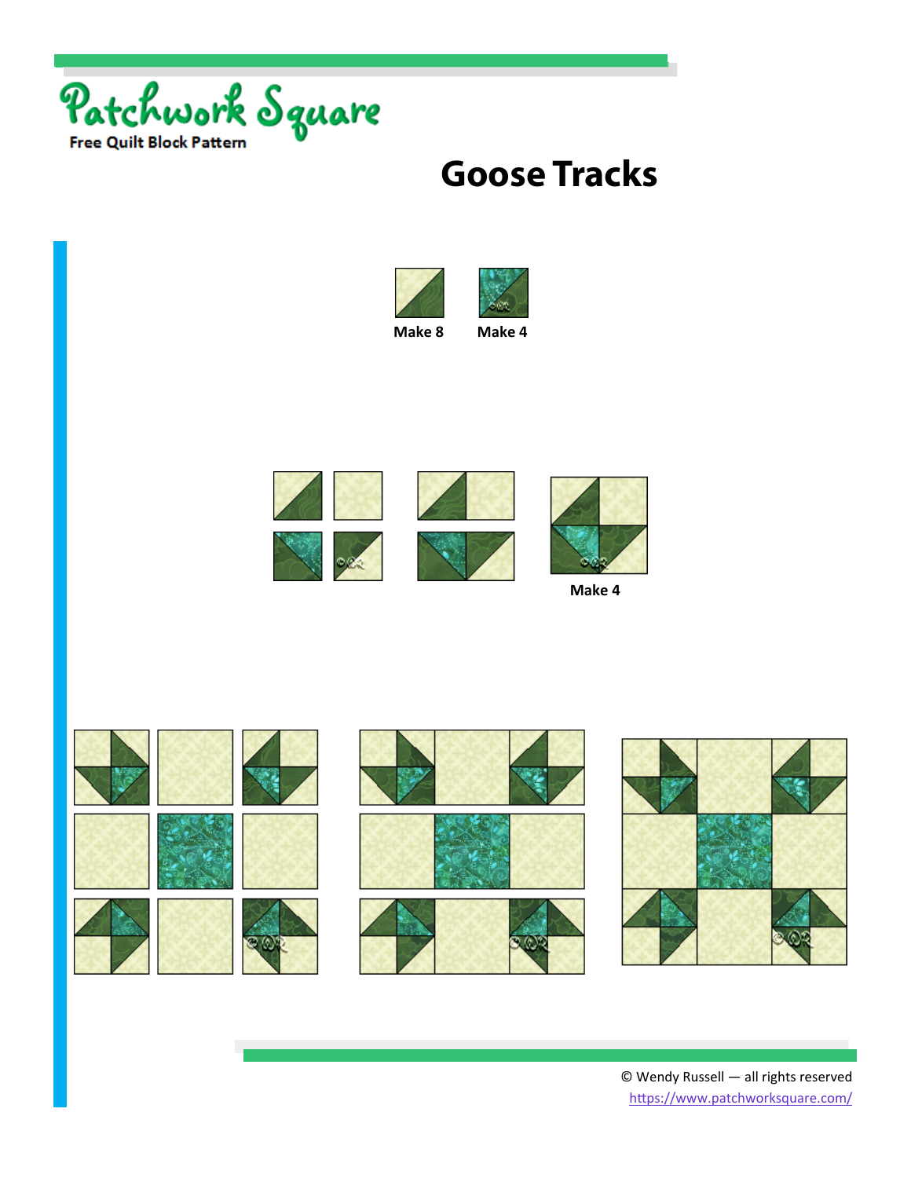Patchwork Square

Free Quilt Block Pattern

# Goose Tracks

Make 8

Make 4

Make 4

© Wendy Russell — all rights reserved

https://www.patchworksquare.com/